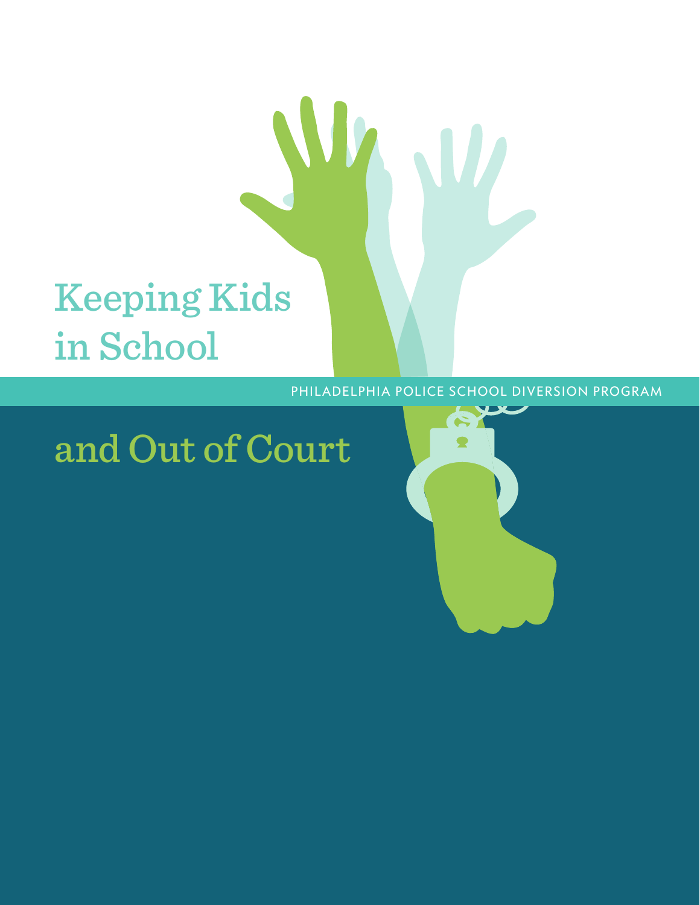# Keeping Kids in School and Out of Court

PHILADELPHIA POLICE SCHOOL DIVERSION PROGRAM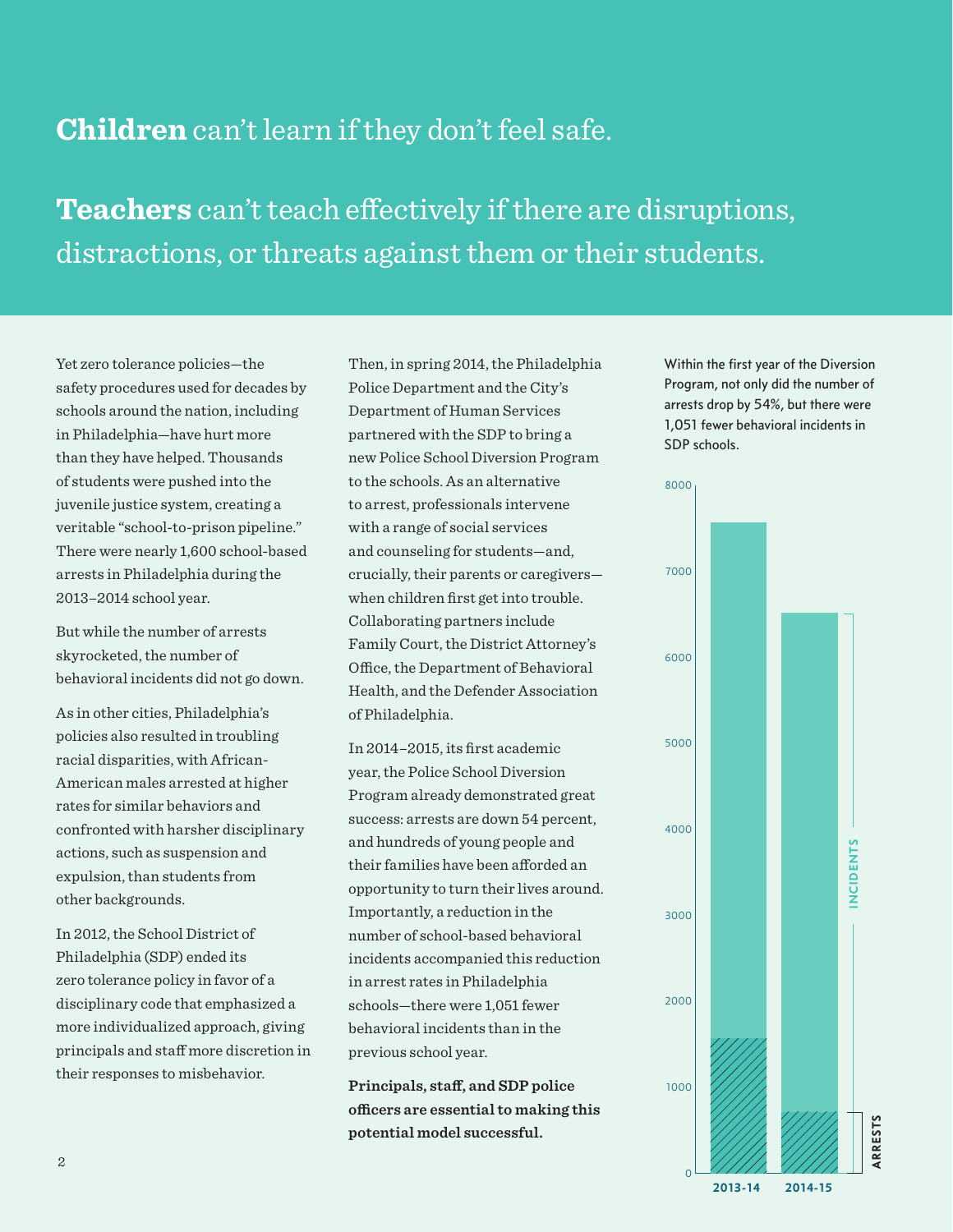**Children** can't learn if they don't feel safe.

**Teachers** can't teach effectively if there are disruptions, distractions, or threats against them or their students.

Yet zero tolerance policies—the safety procedures used for decades by schools around the nation, including in Philadelphia—have hurt more than they have helped. Thousands of students were pushed into the juvenile justice system, creating a veritable "school-to-prison pipeline." There were nearly 1,600 school-based arrests in Philadelphia during the 2013–2014 school year.

But while the number of arrests skyrocketed, the number of behavioral incidents did not go down.

As in other cities, Philadelphia's policies also resulted in troubling racial disparities, with African-American males arrested at higher rates for similar behaviors and confronted with harsher disciplinary actions, such as suspension and expulsion, than students from other backgrounds.

In 2012, the School District of Philadelphia (SDP) ended its zero tolerance policy in favor of a disciplinary code that emphasized a more individualized approach, giving principals and staff more discretion in their responses to misbehavior.

Then, in spring 2014, the Philadelphia Police Department and the City's Department of Human Services partnered with the SDP to bring a new Police School Diversion Program to the schools. As an alternative to arrest, professionals intervene with a range of social services and counseling for students—and, crucially, their parents or caregivers—when children first get into trouble. Collaborating partners include Family Court, the District Attorney's Office, the Department of Behavioral Health, and the Defender Association of Philadelphia.

In 2014–2015, its first academic year, the Police School Diversion Program already demonstrated great success: arrests are down 54 percent, and hundreds of young people and their families have been afforded an opportunity to turn their lives around. Importantly, a reduction in the number of school-based behavioral incidents accompanied this reduction in arrest rates in Philadelphia schools—there were 1,051 fewer behavioral incidents than in the previous school year.

**Principals, staff, and SDP police officers are essential to making this potential model successful.**

Within the first year of the Diversion Program, not only did the number of arrests drop by 54%, but there were 1,051 fewer behavioral incidents in SDP schools.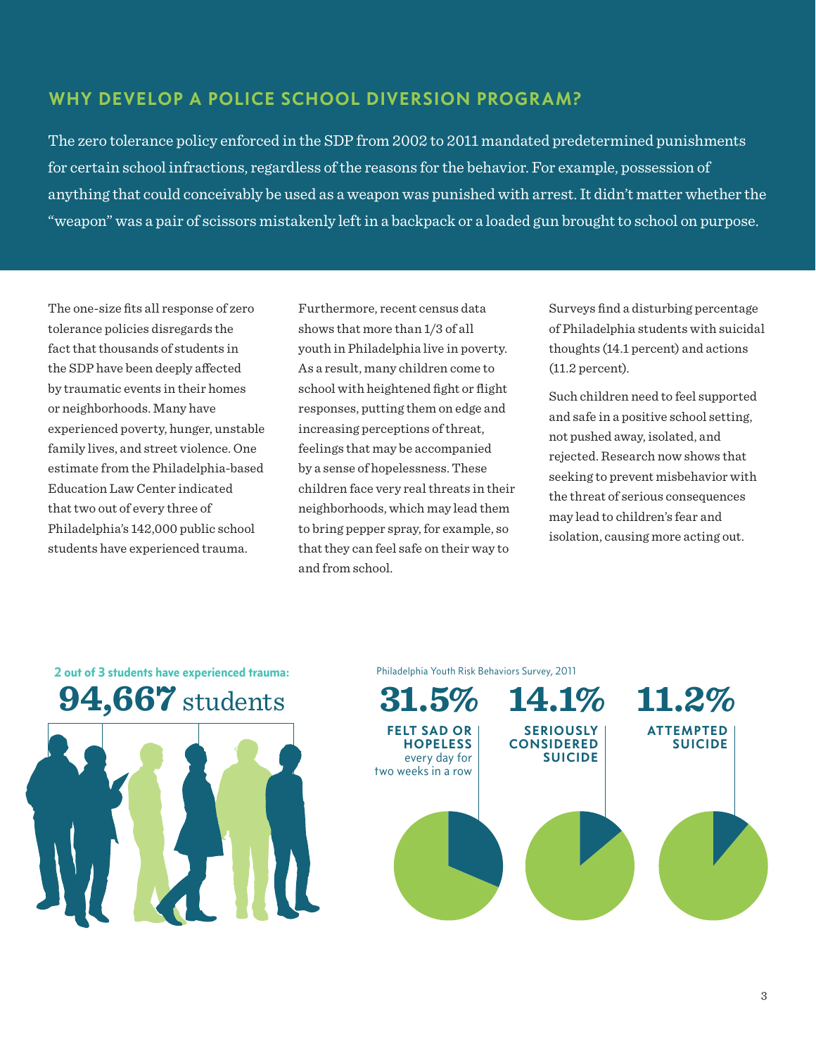## WHY DEVELOP A POLICE SCHOOL DIVERSION PROGRAM?

The zero tolerance policy enforced in the SDP from 2002 to 2011 mandated predetermined punishments for certain school infractions, regardless of the reasons for the behavior. For example, possession of anything that could conceivably be used as a weapon was punished with arrest. It didn't matter whether the "weapon" was a pair of scissors mistakenly left in a backpack or a loaded gun brought to school on purpose.

The one-size fits all response of zero tolerance policies disregards the fact that thousands of students in the SDP have been deeply affected by traumatic events in their homes or neighborhoods. Many have experienced poverty, hunger, unstable family lives, and street violence. One estimate from the Philadelphia-based Education Law Center indicated that two out of every three of Philadelphia's 142,000 public school students have experienced trauma.

Furthermore, recent census data shows that more than 1/3 of all youth in Philadelphia live in poverty. As a result, many children come to school with heightened fight or flight responses, putting them on edge and increasing perceptions of threat, feelings that may be accompanied by a sense of hopelessness. These children face very real threats in their neighborhoods, which may lead them to bring pepper spray, for example, so that they can feel safe on their way to and from school.

Surveys find a disturbing percentage of Philadelphia students with suicidal thoughts (14.1 percent) and actions (11.2 percent).

Such children need to feel supported and safe in a positive school setting, not pushed away, isolated, and rejected. Research now shows that seeking to prevent misbehavior with the threat of serious consequences may lead to children's fear and isolation, causing more acting out.

**2 out of 3 students have experienced trauma:**

**94,667** students

Philadelphia Youth Risk Behaviors Survey, 2011

**31.5%** FELT SAD OR HOPELESS every day for two weeks in a row

**14.1%** SERIOUSLY CONSIDERED SUICIDE

**11.2%** ATTEMPTED SUICIDE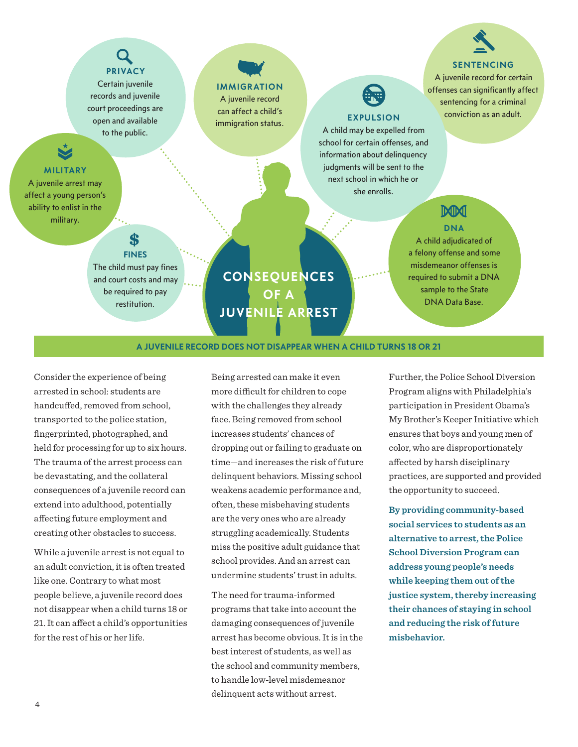## CONSEQUENCES OF A JUVENILE ARREST

**PRIVACY**
Certain juvenile records and juvenile court proceedings are open and available to the public.

**IMMIGRATION**
A juvenile record can affect a child's immigration status.

**SENTENCING**
A juvenile record for certain offenses can significantly affect sentencing for a criminal conviction as an adult.

**MILITARY**
A juvenile arrest may affect a young person's ability to enlist in the military.

**EXPULSION**
A child may be expelled from school for certain offenses, and information about delinquency judgments will be sent to the next school in which he or she enrolls.

**DNA**
A child adjudicated of a felony offense and some misdemeanor offenses is required to submit a DNA sample to the State DNA Data Base.

**FINES**
The child must pay fines and court costs and may be required to pay restitution.

**A JUVENILE RECORD DOES NOT DISAPPEAR WHEN A CHILD TURNS 18 OR 21**

Consider the experience of being arrested in school: students are handcuffed, removed from school, transported to the police station, fingerprinted, photographed, and held for processing for up to six hours. The trauma of the arrest process can be devastating, and the collateral consequences of a juvenile record can extend into adulthood, potentially affecting future employment and creating other obstacles to success.

While a juvenile arrest is not equal to an adult conviction, it is often treated like one. Contrary to what most people believe, a juvenile record does not disappear when a child turns 18 or 21. It can affect a child's opportunities for the rest of his or her life.

Being arrested can make it even more difficult for children to cope with the challenges they already face. Being removed from school increases students' chances of dropping out or failing to graduate on time—and increases the risk of future delinquent behaviors. Missing school weakens academic performance and, often, these misbehaving students are the very ones who are already struggling academically. Students miss the positive adult guidance that school provides. And an arrest can undermine students' trust in adults.

The need for trauma-informed programs that take into account the damaging consequences of juvenile arrest has become obvious. It is in the best interest of students, as well as the school and community members, to handle low-level misdemeanor delinquent acts without arrest.

Further, the Police School Diversion Program aligns with Philadelphia's participation in President Obama's My Brother's Keeper Initiative which ensures that boys and young men of color, who are disproportionately affected by harsh disciplinary practices, are supported and provided the opportunity to succeed.

**By providing community-based social services to students as an alternative to arrest, the Police School Diversion Program can address young people's needs while keeping them out of the justice system, thereby increasing their chances of staying in school and reducing the risk of future misbehavior.**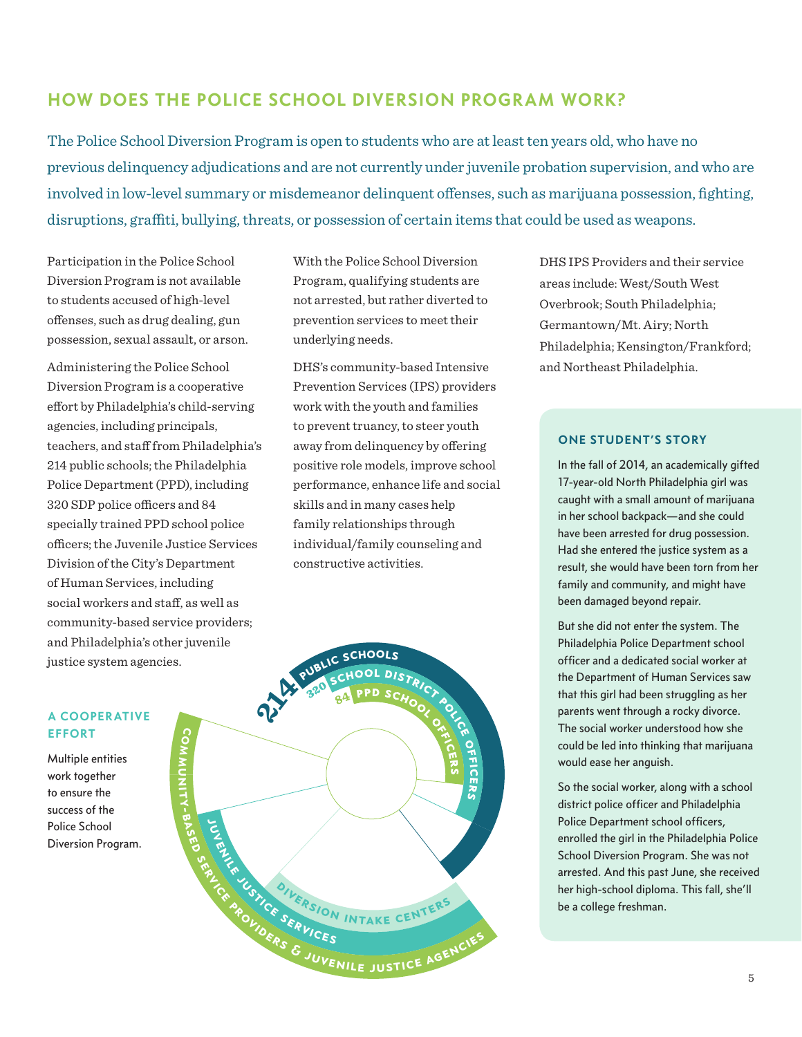## HOW DOES THE POLICE SCHOOL DIVERSION PROGRAM WORK?

The Police School Diversion Program is open to students who are at least ten years old, who have no previous delinquency adjudications and are not currently under juvenile probation supervision, and who are involved in low-level summary or misdemeanor delinquent offenses, such as marijuana possession, fighting, disruptions, graffiti, bullying, threats, or possession of certain items that could be used as weapons.

Participation in the Police School Diversion Program is not available to students accused of high-level offenses, such as drug dealing, gun possession, sexual assault, or arson.

Administering the Police School Diversion Program is a cooperative effort by Philadelphia's child-serving agencies, including principals, teachers, and staff from Philadelphia's 214 public schools; the Philadelphia Police Department (PPD), including 320 SDP police officers and 84 specially trained PPD school police officers; the Juvenile Justice Services Division of the City's Department of Human Services, including social workers and staff, as well as community-based service providers; and Philadelphia's other juvenile justice system agencies.

With the Police School Diversion Program, qualifying students are not arrested, but rather diverted to prevention services to meet their underlying needs.

DHS's community-based Intensive Prevention Services (IPS) providers work with the youth and families to prevent truancy, to steer youth away from delinquency by offering positive role models, improve school performance, enhance life and social skills and in many cases help family relationships through individual/family counseling and constructive activities.

DHS IPS Providers and their service areas include: West/South West Overbrook; South Philadelphia; Germantown/Mt. Airy; North Philadelphia; Kensington/Frankford; and Northeast Philadelphia.

### A COOPERATIVE EFFORT

Multiple entities work together to ensure the success of the Police School Diversion Program.

214 PUBLIC SCHOOLS
320 SCHOOL DISTRICT POLICE OFFICERS
84 PPD SCHOOL OFFICERS
COMMUNITY-BASED SERVICE PROVIDERS & JUVENILE JUSTICE AGENCIES
JUVENILE JUSTICE SERVICES
DIVERSION INTAKE CENTERS

### ONE STUDENT'S STORY

In the fall of 2014, an academically gifted 17-year-old North Philadelphia girl was caught with a small amount of marijuana in her school backpack—and she could have been arrested for drug possession. Had she entered the justice system as a result, she would have been torn from her family and community, and might have been damaged beyond repair.

But she did not enter the system. The Philadelphia Police Department school officer and a dedicated social worker at the Department of Human Services saw that this girl had been struggling as her parents went through a rocky divorce. The social worker understood how she could be led into thinking that marijuana would ease her anguish.

So the social worker, along with a school district police officer and Philadelphia Police Department school officers, enrolled the girl in the Philadelphia Police School Diversion Program. She was not arrested. And this past June, she received her high-school diploma. This fall, she'll be a college freshman.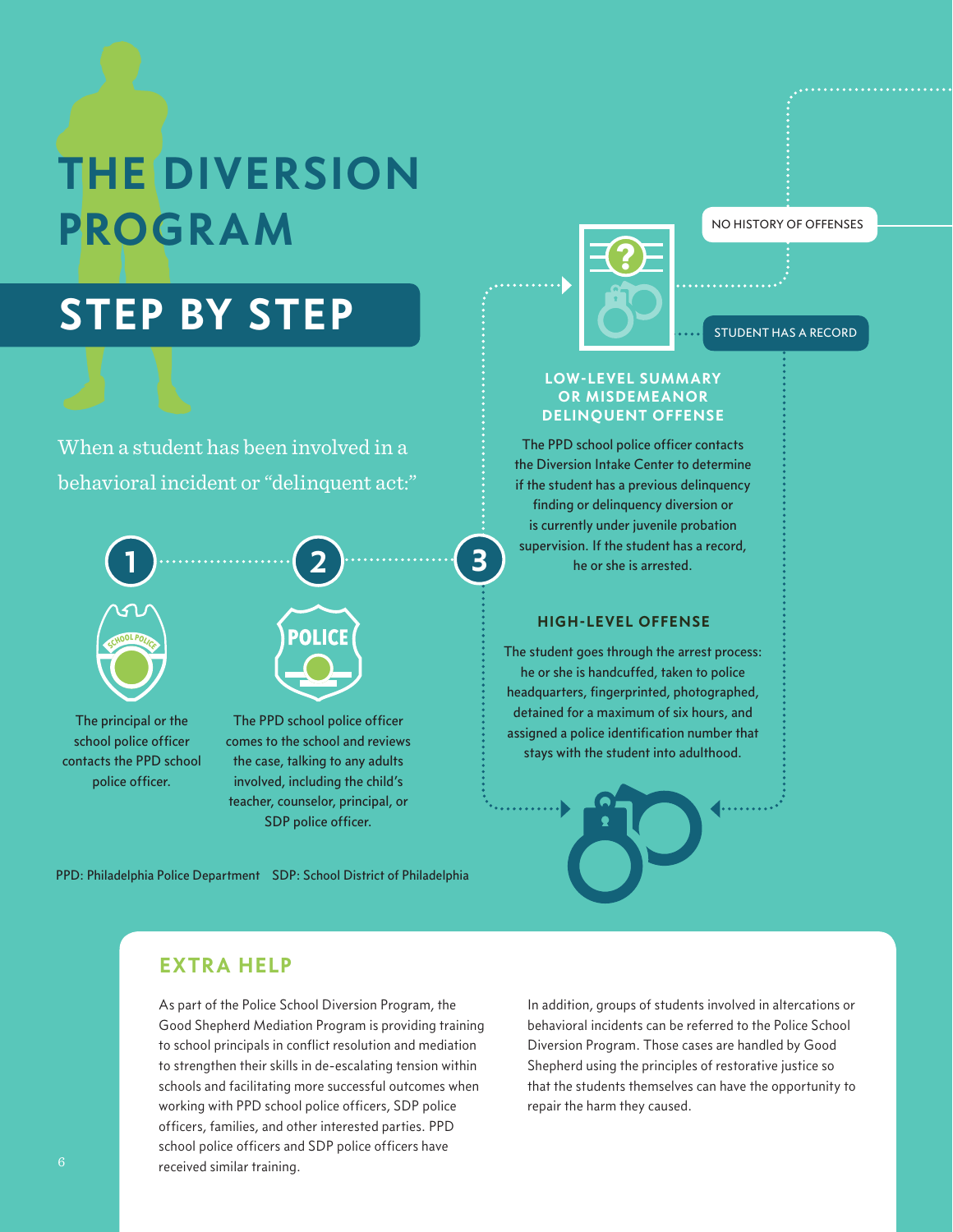# THE DIVERSION PROGRAM

## STEP BY STEP

When a student has been involved in a behavioral incident or "delinquent act:"

**1**

The principal or the school police officer contacts the PPD school police officer.

**2**

The PPD school police officer comes to the school and reviews the case, talking to any adults involved, including the child's teacher, counselor, principal, or SDP police officer.

**3**

NO HISTORY OF OFFENSES

STUDENT HAS A RECORD

### LOW-LEVEL SUMMARY OR MISDEMEANOR DELINQUENT OFFENSE

The PPD school police officer contacts the Diversion Intake Center to determine if the student has a previous delinquency finding or delinquency diversion or is currently under juvenile probation supervision. If the student has a record, he or she is arrested.

### HIGH-LEVEL OFFENSE

The student goes through the arrest process: he or she is handcuffed, taken to police headquarters, fingerprinted, photographed, detained for a maximum of six hours, and assigned a police identification number that stays with the student into adulthood.

PPD: Philadelphia Police Department SDP: School District of Philadelphia

## EXTRA HELP

As part of the Police School Diversion Program, the Good Shepherd Mediation Program is providing training to school principals in conflict resolution and mediation to strengthen their skills in de-escalating tension within schools and facilitating more successful outcomes when working with PPD school police officers, SDP police officers, families, and other interested parties. PPD school police officers and SDP police officers have received similar training.

In addition, groups of students involved in altercations or behavioral incidents can be referred to the Police School Diversion Program. Those cases are handled by Good Shepherd using the principles of restorative justice so that the students themselves can have the opportunity to repair the harm they caused.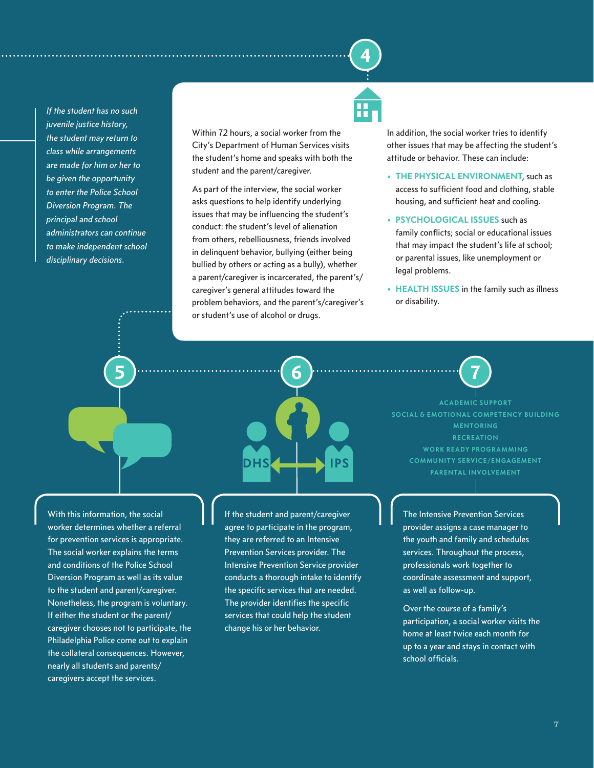*If the student has no such juvenile justice history, the student may return to class while arrangements are made for him or her to be given the opportunity to enter the Police School Diversion Program. The principal and school administrators can continue to make independent school disciplinary decisions.*

## 4

Within 72 hours, a social worker from the City's Department of Human Services visits the student's home and speaks with both the student and the parent/caregiver.

As part of the interview, the social worker asks questions to help identify underlying issues that may be influencing the student's conduct: the student's level of alienation from others, rebelliousness, friends involved in delinquent behavior, bullying (either being bullied by others or acting as a bully), whether a parent/caregiver is incarcerated, the parent's/caregiver's general attitudes toward the problem behaviors, and the parent's/caregiver's or student's use of alcohol or drugs.

In addition, the social worker tries to identify other issues that may be affecting the student's attitude or behavior. These can include:

- **THE PHYSICAL ENVIRONMENT**, such as access to sufficient food and clothing, stable housing, and sufficient heat and cooling.
- **PSYCHOLOGICAL ISSUES** such as family conflicts; social or educational issues that may impact the student's life at school; or parental issues, like unemployment or legal problems.
- **HEALTH ISSUES** in the family such as illness or disability.

## 5

With this information, the social worker determines whether a referral for prevention services is appropriate. The social worker explains the terms and conditions of the Police School Diversion Program as well as its value to the student and parent/caregiver. Nonetheless, the program is voluntary. If either the student or the parent/caregiver chooses not to participate, the Philadelphia Police come out to explain the collateral consequences. However, nearly all students and parents/caregivers accept the services.

## 6

DHS ⟷ IPS

If the student and parent/caregiver agree to participate in the program, they are referred to an Intensive Prevention Services provider. The Intensive Prevention Service provider conducts a thorough intake to identify the specific services that are needed. The provider identifies the specific services that could help the student change his or her behavior.

## 7

ACADEMIC SUPPORT
SOCIAL & EMOTIONAL COMPETENCY BUILDING
MENTORING
RECREATION
WORK READY PROGRAMMING
COMMUNITY SERVICE/ENGAGEMENT
PARENTAL INVOLVEMENT

The Intensive Prevention Services provider assigns a case manager to the youth and family and schedules services. Throughout the process, professionals work together to coordinate assessment and support, as well as follow-up.

Over the course of a family's participation, a social worker visits the home at least twice each month for up to a year and stays in contact with school officials.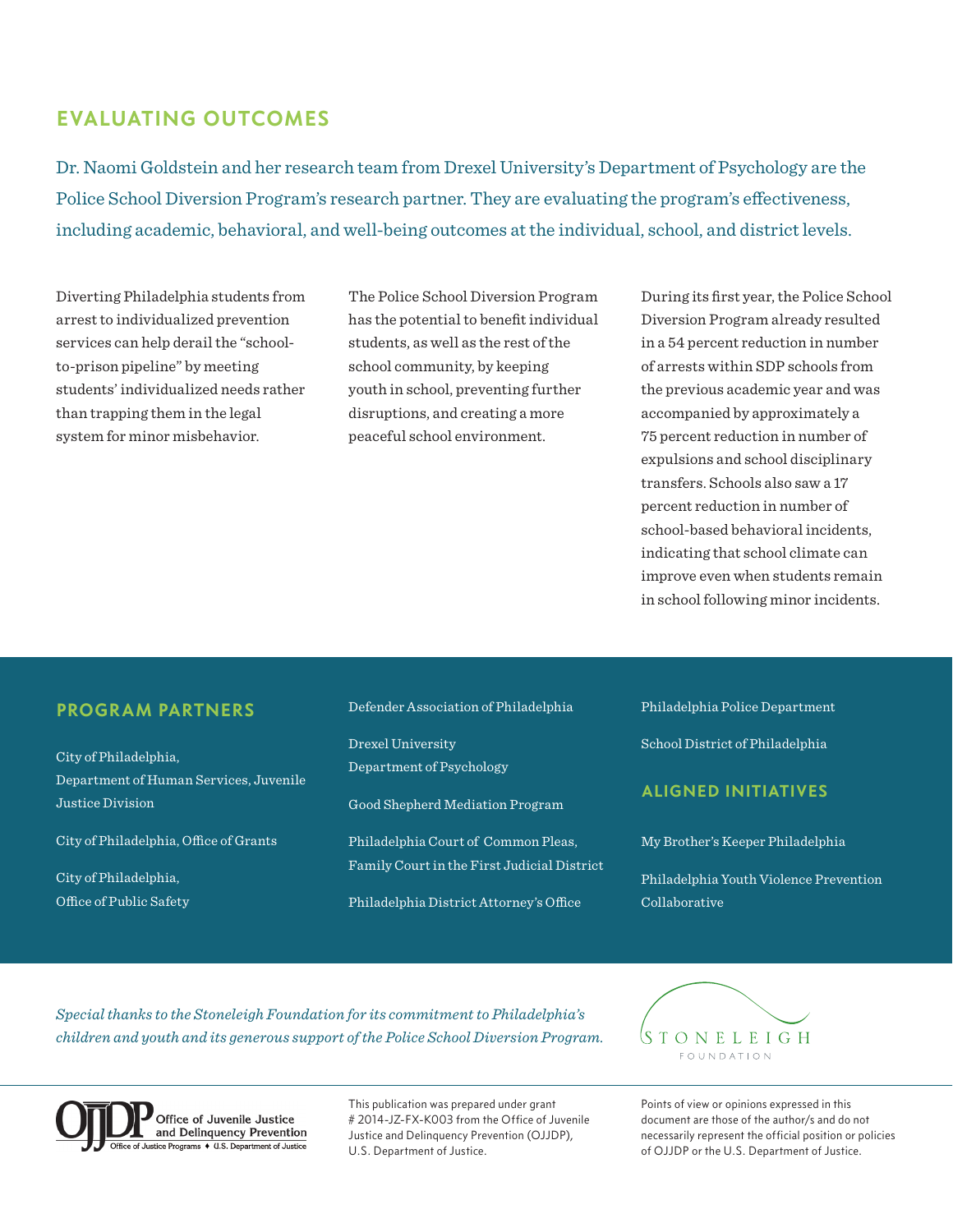## EVALUATING OUTCOMES

Dr. Naomi Goldstein and her research team from Drexel University's Department of Psychology are the Police School Diversion Program's research partner. They are evaluating the program's effectiveness, including academic, behavioral, and well-being outcomes at the individual, school, and district levels.

Diverting Philadelphia students from arrest to individualized prevention services can help derail the "school-to-prison pipeline" by meeting students' individualized needs rather than trapping them in the legal system for minor misbehavior.

The Police School Diversion Program has the potential to benefit individual students, as well as the rest of the school community, by keeping youth in school, preventing further disruptions, and creating a more peaceful school environment.

During its first year, the Police School Diversion Program already resulted in a 54 percent reduction in number of arrests within SDP schools from the previous academic year and was accompanied by approximately a 75 percent reduction in number of expulsions and school disciplinary transfers. Schools also saw a 17 percent reduction in number of school-based behavioral incidents, indicating that school climate can improve even when students remain in school following minor incidents.

## PROGRAM PARTNERS

City of Philadelphia, Department of Human Services, Juvenile Justice Division

City of Philadelphia, Office of Grants

City of Philadelphia, Office of Public Safety

Defender Association of Philadelphia

Drexel University Department of Psychology

Good Shepherd Mediation Program

Philadelphia Court of Common Pleas, Family Court in the First Judicial District

Philadelphia District Attorney's Office

Philadelphia Police Department

School District of Philadelphia

## ALIGNED INITIATIVES

My Brother's Keeper Philadelphia

Philadelphia Youth Violence Prevention Collaborative

*Special thanks to the Stoneleigh Foundation for its commitment to Philadelphia's children and youth and its generous support of the Police School Diversion Program.*

STONELEIGH FOUNDATION

OJJDP Office of Juvenile Justice and Delinquency Prevention
Office of Justice Programs ♦ U.S. Department of Justice

This publication was prepared under grant # 2014-JZ-FX-K003 from the Office of Juvenile Justice and Delinquency Prevention (OJJDP), U.S. Department of Justice.

Points of view or opinions expressed in this document are those of the author/s and do not necessarily represent the official position or policies of OJJDP or the U.S. Department of Justice.